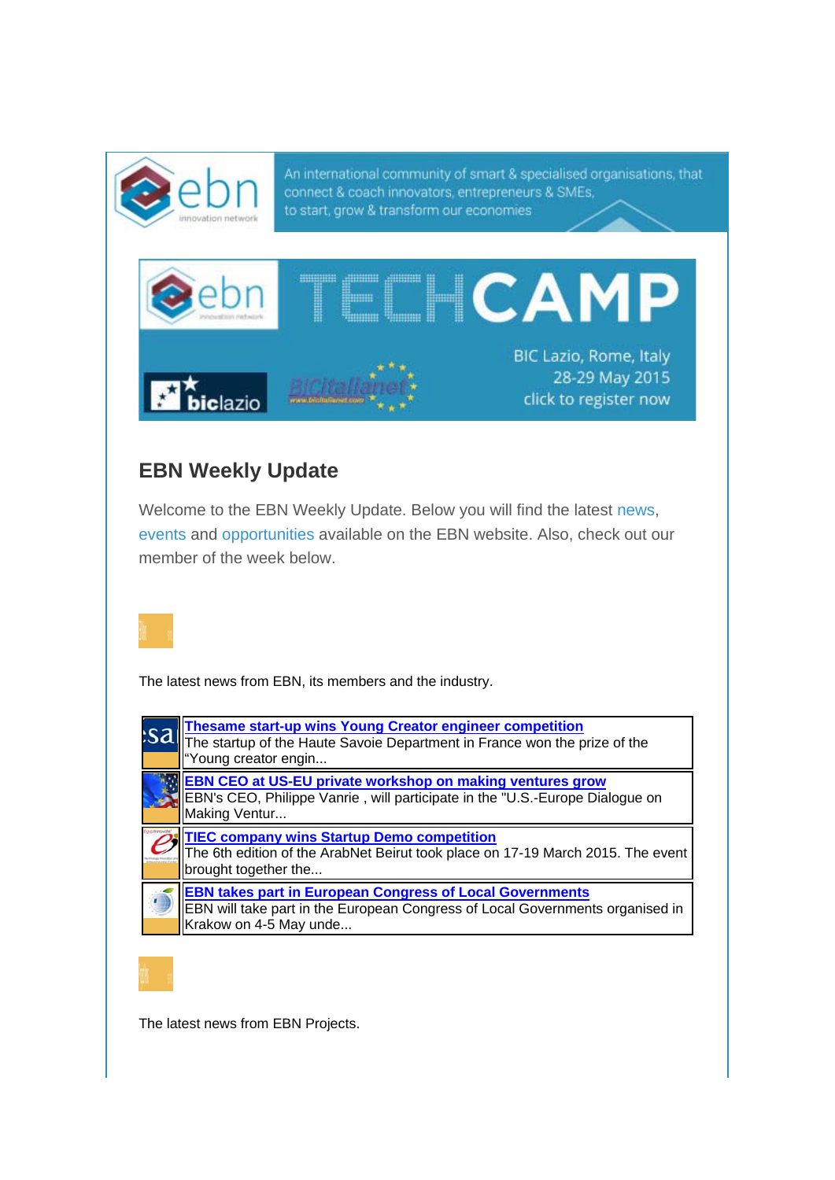An international community of smart & specialised organisations, that connect & coach innovators, entrepreneurs & SMEs, to start, grow & transform our economies

TECHCAMP

BIC Lazio, Rome, Italy
28-29 May 2015
click to register now

## EBN Weekly Update

Welcome to the EBN Weekly Update. Below you will find the latest news, events and opportunities available on the EBN website. Also, check out our member of the week below.

The latest news from EBN, its members and the industry.

**Thesame start-up wins Young Creator engineer competition**
The startup of the Haute Savoie Department in France won the prize of the "Young creator engin...

**EBN CEO at US-EU private workshop on making ventures grow**
EBN's CEO, Philippe Vanrie , will participate in the "U.S.-Europe Dialogue on Making Ventur...

**TIEC company wins Startup Demo competition**
The 6th edition of the ArabNet Beirut took place on 17-19 March 2015. The event brought together the...

**EBN takes part in European Congress of Local Governments**
EBN will take part in the European Congress of Local Governments organised in Krakow on 4-5 May unde...

The latest news from EBN Projects.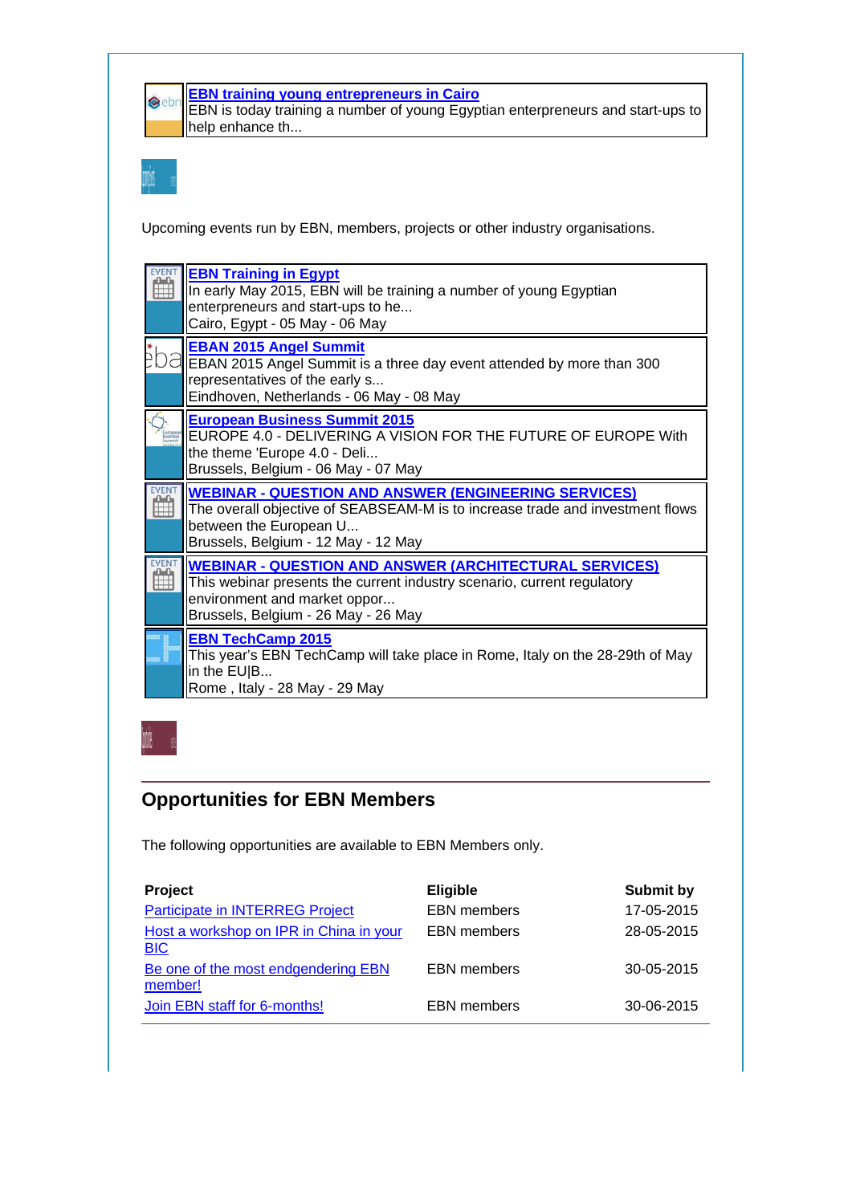**[EBN training young entrepreneurs in Cairo]**
EBN is today training a number of young Egyptian enterpreneurs and start-ups to help enhance th...

Upcoming events run by EBN, members, projects or other industry organisations.

**[EBN Training in Egypt]**
In early May 2015, EBN will be training a number of young Egyptian enterpreneurs and start-ups to he...
Cairo, Egypt - 05 May - 06 May

**[EBAN 2015 Angel Summit]**
EBAN 2015 Angel Summit is a three day event attended by more than 300 representatives of the early s...
Eindhoven, Netherlands - 06 May - 08 May

**[European Business Summit 2015]**
EUROPE 4.0 - DELIVERING A VISION FOR THE FUTURE OF EUROPE With the theme 'Europe 4.0 - Deli...
Brussels, Belgium - 06 May - 07 May

**[WEBINAR - QUESTION AND ANSWER (ENGINEERING SERVICES)]**
The overall objective of SEABSEAM-M is to increase trade and investment flows between the European U...
Brussels, Belgium - 12 May - 12 May

**[WEBINAR - QUESTION AND ANSWER (ARCHITECTURAL SERVICES)]**
This webinar presents the current industry scenario, current regulatory environment and market oppor...
Brussels, Belgium - 26 May - 26 May

**[EBN TechCamp 2015]**
This year's EBN TechCamp will take place in Rome, Italy on the 28-29th of May in the EU|B...
Rome , Italy - 28 May - 29 May

## Opportunities for EBN Members

The following opportunities are available to EBN Members only.

| Project | Eligible | Submit by |
|---|---|---|
| Participate in INTERREG Project | EBN members | 17-05-2015 |
| Host a workshop on IPR in China in your BIC | EBN members | 28-05-2015 |
| Be one of the most endgendering EBN member! | EBN members | 30-05-2015 |
| Join EBN staff for 6-months! | EBN members | 30-06-2015 |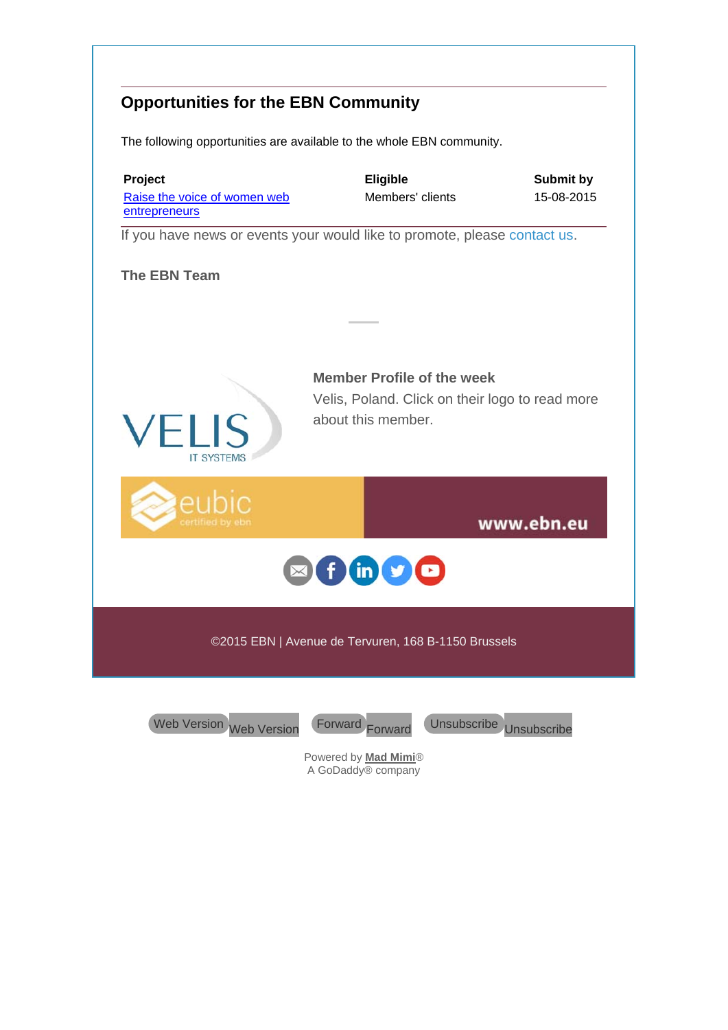## Opportunities for the EBN Community

The following opportunities are available to the whole EBN community.

| Project | Eligible | Submit by |
|---|---|---|
| Raise the voice of women web entrepreneurs | Members' clients | 15-08-2015 |

If you have news or events your would like to promote, please contact us.

**The EBN Team**

**Member Profile of the week**

Velis, Poland. Click on their logo to read more about this member.

©2015 EBN | Avenue de Tervuren, 168 B-1150 Brussels

Web Version Web Version Forward Forward Unsubscribe Unsubscribe

Powered by **Mad Mimi**®
A GoDaddy® company